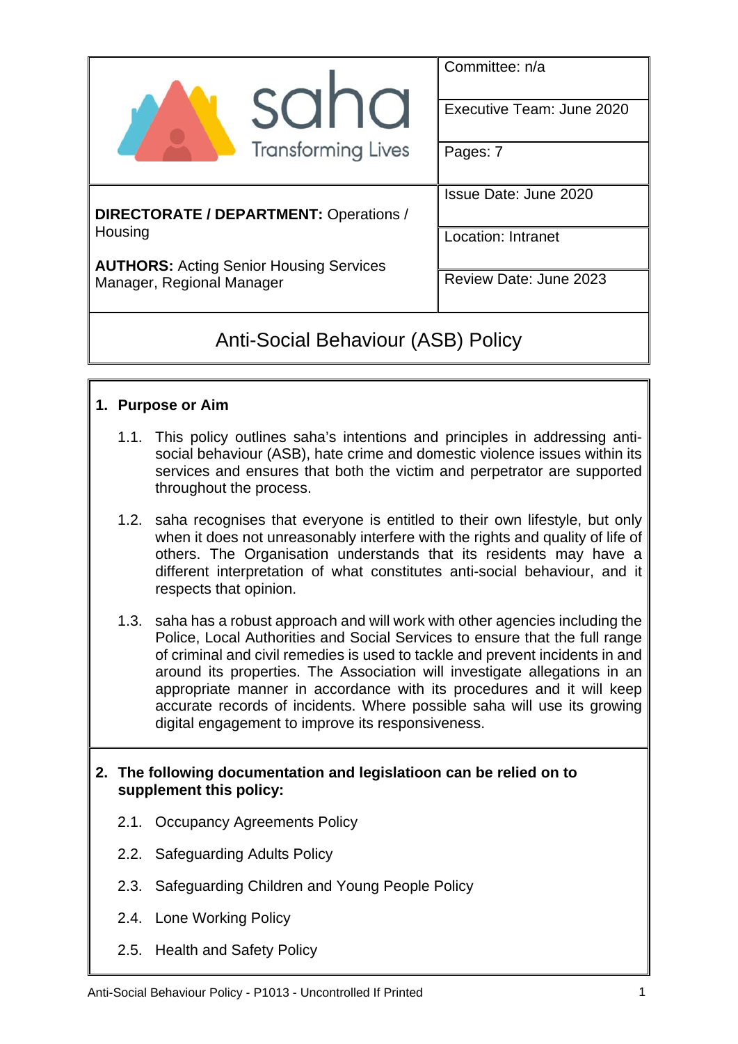| saha Transforming Lives | Committee: n/a |
|---|---|
| | Executive Team: June 2020 |
| | Pages: 7 |
| **DIRECTORATE / DEPARTMENT:** Operations / Housing | Issue Date: June 2020 |
| **AUTHORS:** Acting Senior Housing Services Manager, Regional Manager | Location: Intranet |
| | Review Date: June 2023 |

# Anti-Social Behaviour (ASB) Policy

## 1. Purpose or Aim

1.1. This policy outlines saha's intentions and principles in addressing anti-social behaviour (ASB), hate crime and domestic violence issues within its services and ensures that both the victim and perpetrator are supported throughout the process.

1.2. saha recognises that everyone is entitled to their own lifestyle, but only when it does not unreasonably interfere with the rights and quality of life of others. The Organisation understands that its residents may have a different interpretation of what constitutes anti-social behaviour, and it respects that opinion.

1.3. saha has a robust approach and will work with other agencies including the Police, Local Authorities and Social Services to ensure that the full range of criminal and civil remedies is used to tackle and prevent incidents in and around its properties. The Association will investigate allegations in an appropriate manner in accordance with its procedures and it will keep accurate records of incidents. Where possible saha will use its growing digital engagement to improve its responsiveness.

## 2. The following documentation and legislatioon can be relied on to supplement this policy:

2.1. Occupancy Agreements Policy

2.2. Safeguarding Adults Policy

2.3. Safeguarding Children and Young People Policy

2.4. Lone Working Policy

2.5. Health and Safety Policy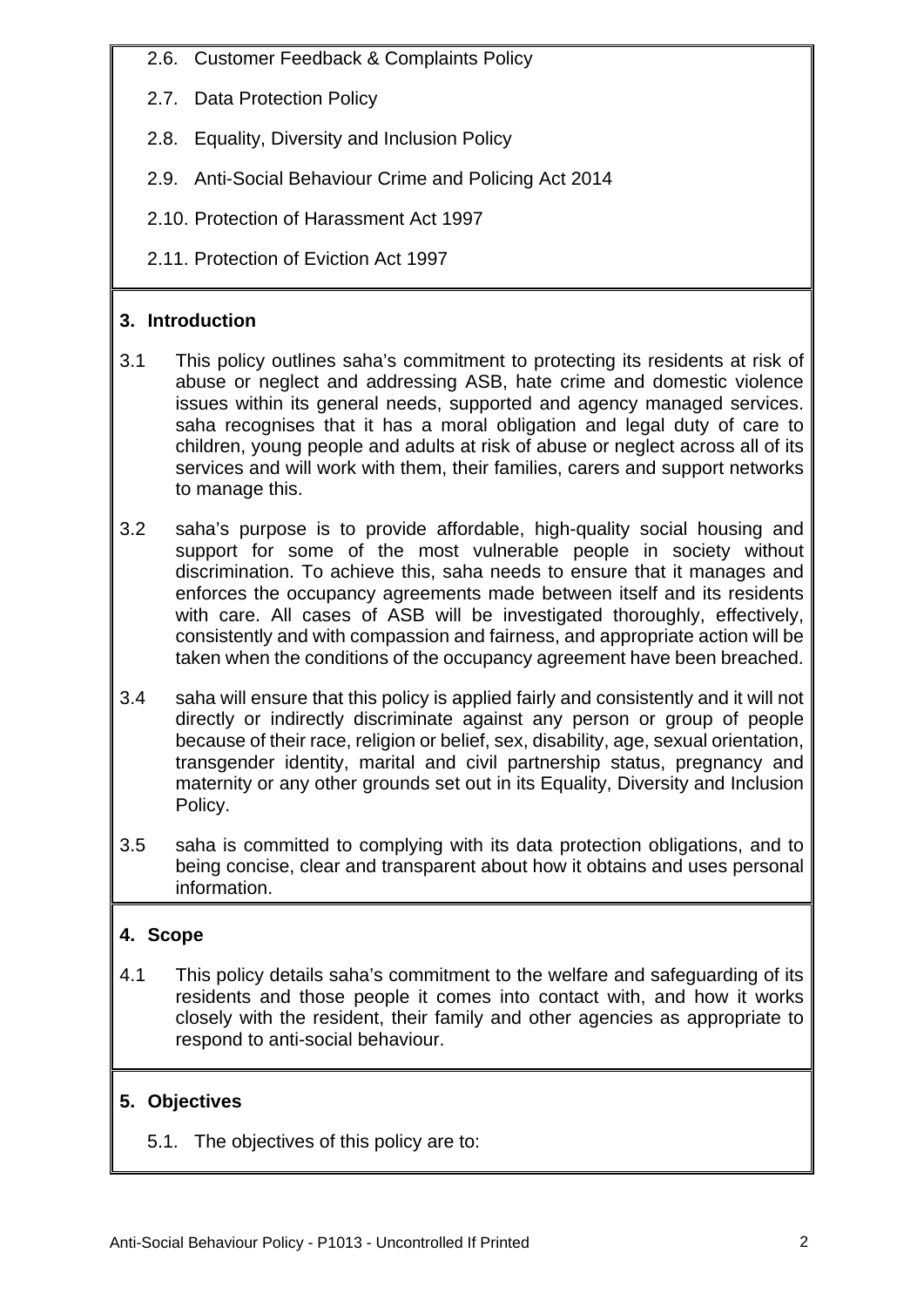2.6. Customer Feedback & Complaints Policy

2.7. Data Protection Policy

2.8. Equality, Diversity and Inclusion Policy

2.9. Anti-Social Behaviour Crime and Policing Act 2014

2.10. Protection of Harassment Act 1997

2.11. Protection of Eviction Act 1997

## 3. Introduction

3.1 This policy outlines saha's commitment to protecting its residents at risk of abuse or neglect and addressing ASB, hate crime and domestic violence issues within its general needs, supported and agency managed services. saha recognises that it has a moral obligation and legal duty of care to children, young people and adults at risk of abuse or neglect across all of its services and will work with them, their families, carers and support networks to manage this.

3.2 saha's purpose is to provide affordable, high-quality social housing and support for some of the most vulnerable people in society without discrimination. To achieve this, saha needs to ensure that it manages and enforces the occupancy agreements made between itself and its residents with care. All cases of ASB will be investigated thoroughly, effectively, consistently and with compassion and fairness, and appropriate action will be taken when the conditions of the occupancy agreement have been breached.

3.4 saha will ensure that this policy is applied fairly and consistently and it will not directly or indirectly discriminate against any person or group of people because of their race, religion or belief, sex, disability, age, sexual orientation, transgender identity, marital and civil partnership status, pregnancy and maternity or any other grounds set out in its Equality, Diversity and Inclusion Policy.

3.5 saha is committed to complying with its data protection obligations, and to being concise, clear and transparent about how it obtains and uses personal information.

## 4. Scope

4.1 This policy details saha's commitment to the welfare and safeguarding of its residents and those people it comes into contact with, and how it works closely with the resident, their family and other agencies as appropriate to respond to anti-social behaviour.

## 5. Objectives

5.1. The objectives of this policy are to: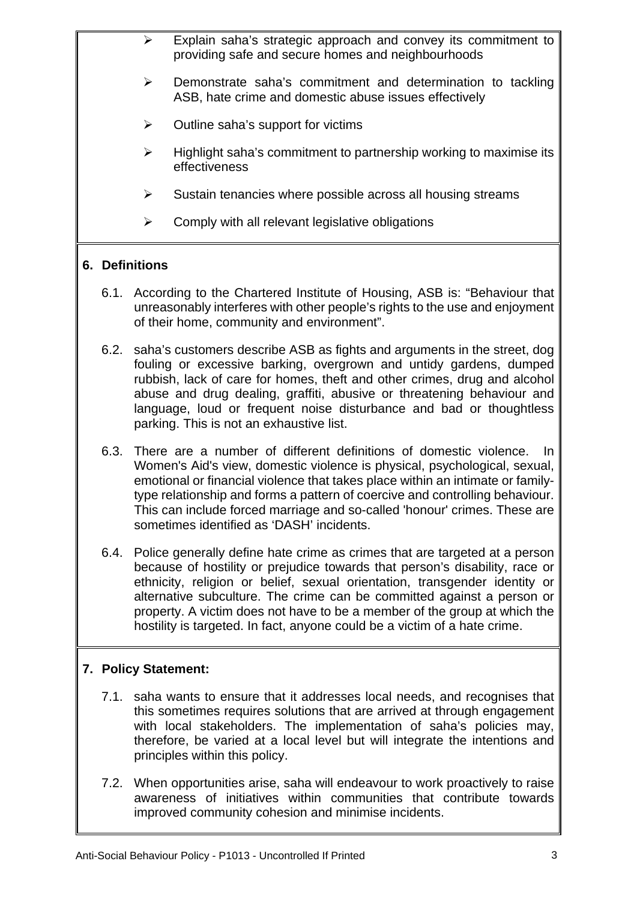- Explain saha's strategic approach and convey its commitment to providing safe and secure homes and neighbourhoods
- Demonstrate saha's commitment and determination to tackling ASB, hate crime and domestic abuse issues effectively
- Outline saha's support for victims
- Highlight saha's commitment to partnership working to maximise its effectiveness
- Sustain tenancies where possible across all housing streams
- Comply with all relevant legislative obligations

## 6. Definitions

6.1. According to the Chartered Institute of Housing, ASB is: "Behaviour that unreasonably interferes with other people's rights to the use and enjoyment of their home, community and environment".

6.2. saha's customers describe ASB as fights and arguments in the street, dog fouling or excessive barking, overgrown and untidy gardens, dumped rubbish, lack of care for homes, theft and other crimes, drug and alcohol abuse and drug dealing, graffiti, abusive or threatening behaviour and language, loud or frequent noise disturbance and bad or thoughtless parking. This is not an exhaustive list.

6.3. There are a number of different definitions of domestic violence. In Women's Aid's view, domestic violence is physical, psychological, sexual, emotional or financial violence that takes place within an intimate or family-type relationship and forms a pattern of coercive and controlling behaviour. This can include forced marriage and so-called 'honour' crimes. These are sometimes identified as 'DASH' incidents.

6.4. Police generally define hate crime as crimes that are targeted at a person because of hostility or prejudice towards that person's disability, race or ethnicity, religion or belief, sexual orientation, transgender identity or alternative subculture. The crime can be committed against a person or property. A victim does not have to be a member of the group at which the hostility is targeted. In fact, anyone could be a victim of a hate crime.

## 7. Policy Statement:

7.1. saha wants to ensure that it addresses local needs, and recognises that this sometimes requires solutions that are arrived at through engagement with local stakeholders. The implementation of saha's policies may, therefore, be varied at a local level but will integrate the intentions and principles within this policy.

7.2. When opportunities arise, saha will endeavour to work proactively to raise awareness of initiatives within communities that contribute towards improved community cohesion and minimise incidents.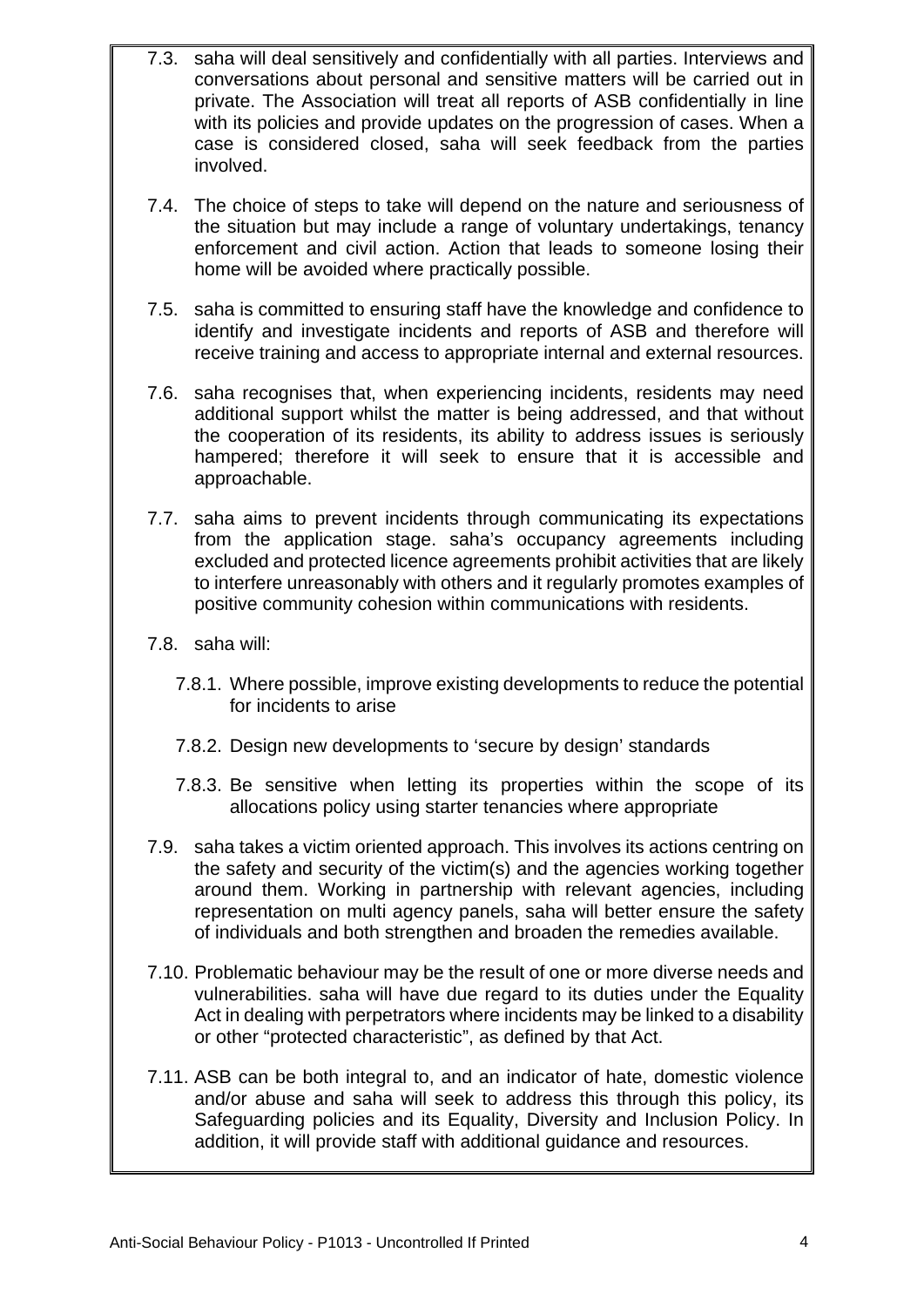7.3. saha will deal sensitively and confidentially with all parties. Interviews and conversations about personal and sensitive matters will be carried out in private. The Association will treat all reports of ASB confidentially in line with its policies and provide updates on the progression of cases. When a case is considered closed, saha will seek feedback from the parties involved.

7.4. The choice of steps to take will depend on the nature and seriousness of the situation but may include a range of voluntary undertakings, tenancy enforcement and civil action. Action that leads to someone losing their home will be avoided where practically possible.

7.5. saha is committed to ensuring staff have the knowledge and confidence to identify and investigate incidents and reports of ASB and therefore will receive training and access to appropriate internal and external resources.

7.6. saha recognises that, when experiencing incidents, residents may need additional support whilst the matter is being addressed, and that without the cooperation of its residents, its ability to address issues is seriously hampered; therefore it will seek to ensure that it is accessible and approachable.

7.7. saha aims to prevent incidents through communicating its expectations from the application stage. saha's occupancy agreements including excluded and protected licence agreements prohibit activities that are likely to interfere unreasonably with others and it regularly promotes examples of positive community cohesion within communications with residents.

7.8. saha will:

- 7.8.1. Where possible, improve existing developments to reduce the potential for incidents to arise
- 7.8.2. Design new developments to 'secure by design' standards
- 7.8.3. Be sensitive when letting its properties within the scope of its allocations policy using starter tenancies where appropriate

7.9. saha takes a victim oriented approach. This involves its actions centring on the safety and security of the victim(s) and the agencies working together around them. Working in partnership with relevant agencies, including representation on multi agency panels, saha will better ensure the safety of individuals and both strengthen and broaden the remedies available.

7.10. Problematic behaviour may be the result of one or more diverse needs and vulnerabilities. saha will have due regard to its duties under the Equality Act in dealing with perpetrators where incidents may be linked to a disability or other "protected characteristic", as defined by that Act.

7.11. ASB can be both integral to, and an indicator of hate, domestic violence and/or abuse and saha will seek to address this through this policy, its Safeguarding policies and its Equality, Diversity and Inclusion Policy. In addition, it will provide staff with additional guidance and resources.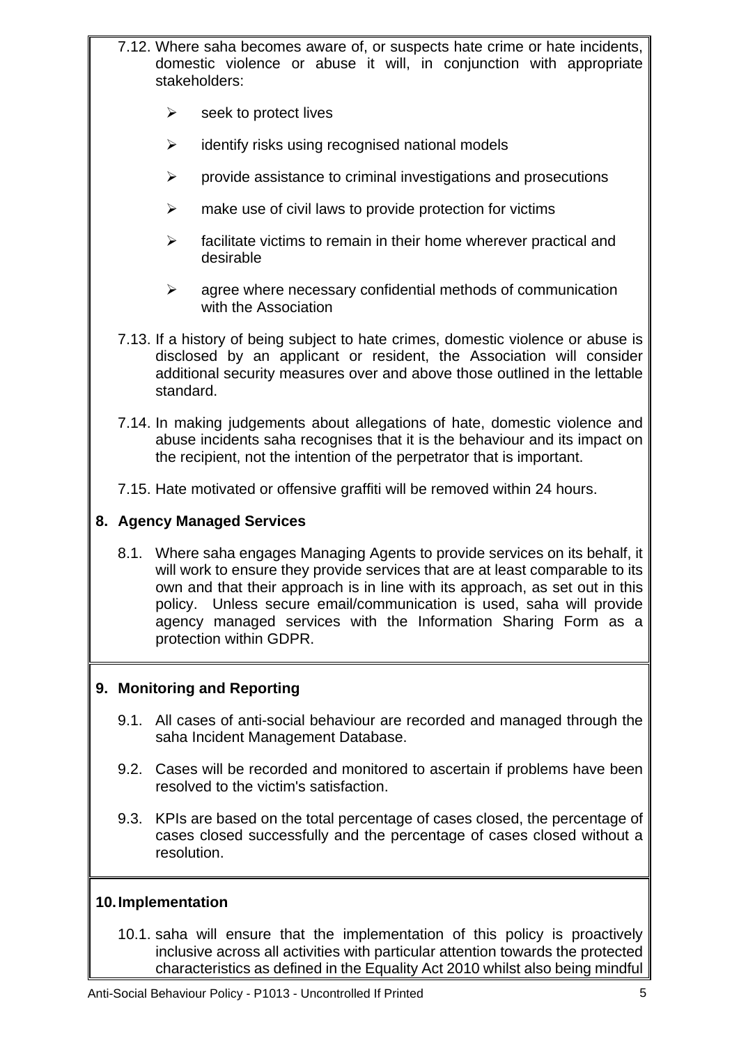7.12. Where saha becomes aware of, or suspects hate crime or hate incidents, domestic violence or abuse it will, in conjunction with appropriate stakeholders:

- seek to protect lives
- identify risks using recognised national models
- provide assistance to criminal investigations and prosecutions
- make use of civil laws to provide protection for victims
- facilitate victims to remain in their home wherever practical and desirable
- agree where necessary confidential methods of communication with the Association

7.13. If a history of being subject to hate crimes, domestic violence or abuse is disclosed by an applicant or resident, the Association will consider additional security measures over and above those outlined in the lettable standard.

7.14. In making judgements about allegations of hate, domestic violence and abuse incidents saha recognises that it is the behaviour and its impact on the recipient, not the intention of the perpetrator that is important.

7.15. Hate motivated or offensive graffiti will be removed within 24 hours.

## 8. Agency Managed Services

8.1. Where saha engages Managing Agents to provide services on its behalf, it will work to ensure they provide services that are at least comparable to its own and that their approach is in line with its approach, as set out in this policy. Unless secure email/communication is used, saha will provide agency managed services with the Information Sharing Form as a protection within GDPR.

## 9. Monitoring and Reporting

9.1. All cases of anti-social behaviour are recorded and managed through the saha Incident Management Database.

9.2. Cases will be recorded and monitored to ascertain if problems have been resolved to the victim's satisfaction.

9.3. KPIs are based on the total percentage of cases closed, the percentage of cases closed successfully and the percentage of cases closed without a resolution.

## 10. Implementation

10.1. saha will ensure that the implementation of this policy is proactively inclusive across all activities with particular attention towards the protected characteristics as defined in the Equality Act 2010 whilst also being mindful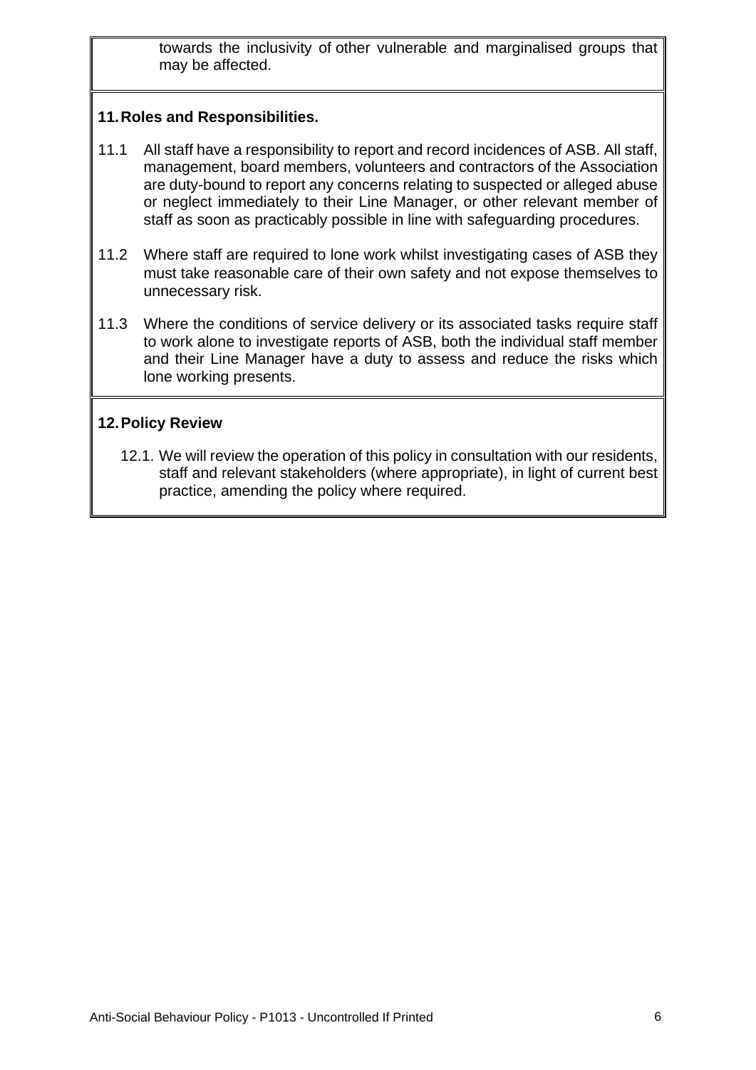towards the inclusivity of other vulnerable and marginalised groups that may be affected.

## 11. Roles and Responsibilities.

11.1 All staff have a responsibility to report and record incidences of ASB. All staff, management, board members, volunteers and contractors of the Association are duty-bound to report any concerns relating to suspected or alleged abuse or neglect immediately to their Line Manager, or other relevant member of staff as soon as practicably possible in line with safeguarding procedures.

11.2 Where staff are required to lone work whilst investigating cases of ASB they must take reasonable care of their own safety and not expose themselves to unnecessary risk.

11.3 Where the conditions of service delivery or its associated tasks require staff to work alone to investigate reports of ASB, both the individual staff member and their Line Manager have a duty to assess and reduce the risks which lone working presents.

## 12. Policy Review

12.1. We will review the operation of this policy in consultation with our residents, staff and relevant stakeholders (where appropriate), in light of current best practice, amending the policy where required.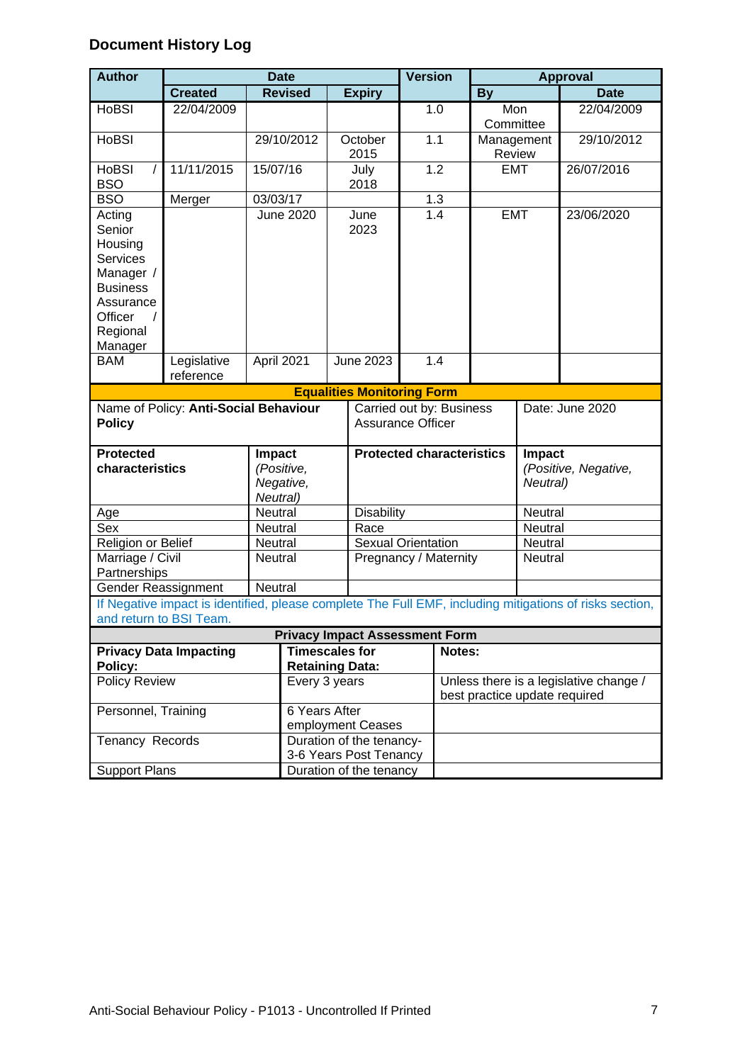## Document History Log

| Author | Date | | | Version | Approval | |
|---|---|---|---|---|---|---|
| | Created | Revised | Expiry | | By | Date |
| HoBSI | 22/04/2009 | | | 1.0 | Mon Committee | 22/04/2009 |
| HoBSI | | 29/10/2012 | October 2015 | 1.1 | Management Review | 29/10/2012 |
| HoBSI / BSO | 11/11/2015 | 15/07/16 | July 2018 | 1.2 | EMT | 26/07/2016 |
| BSO | Merger | 03/03/17 | | 1.3 | | |
| Acting Senior Housing Services Manager / Business Assurance Officer / Regional Manager | | June 2020 | June 2023 | 1.4 | EMT | 23/06/2020 |
| BAM | Legislative reference | April 2021 | June 2023 | 1.4 | | |

## Equalities Monitoring Form

| | | | |
|---|---|---|---|
| Name of Policy: **Anti-Social Behaviour Policy** | | Carried out by: Business Assurance Officer | Date: June 2020 |
| **Protected characteristics** | **Impact** *(Positive, Negative, Neutral)* | **Protected characteristics** | **Impact** *(Positive, Negative, Neutral)* |
| Age | Neutral | Disability | Neutral |
| Sex | Neutral | Race | Neutral |
| Religion or Belief | Neutral | Sexual Orientation | Neutral |
| Marriage / Civil Partnerships | Neutral | Pregnancy / Maternity | Neutral |
| Gender Reassignment | Neutral | | |

If Negative impact is identified, please complete The Full EMF, including mitigations of risks section, and return to BSI Team.

## Privacy Impact Assessment Form

| Privacy Data Impacting Policy: | Timescales for Retaining Data: | Notes: |
|---|---|---|
| Policy Review | Every 3 years | Unless there is a legislative change / best practice update required |
| Personnel, Training | 6 Years After employment Ceases | |
| Tenancy Records | Duration of the tenancy- 3-6 Years Post Tenancy | |
| Support Plans | Duration of the tenancy | |